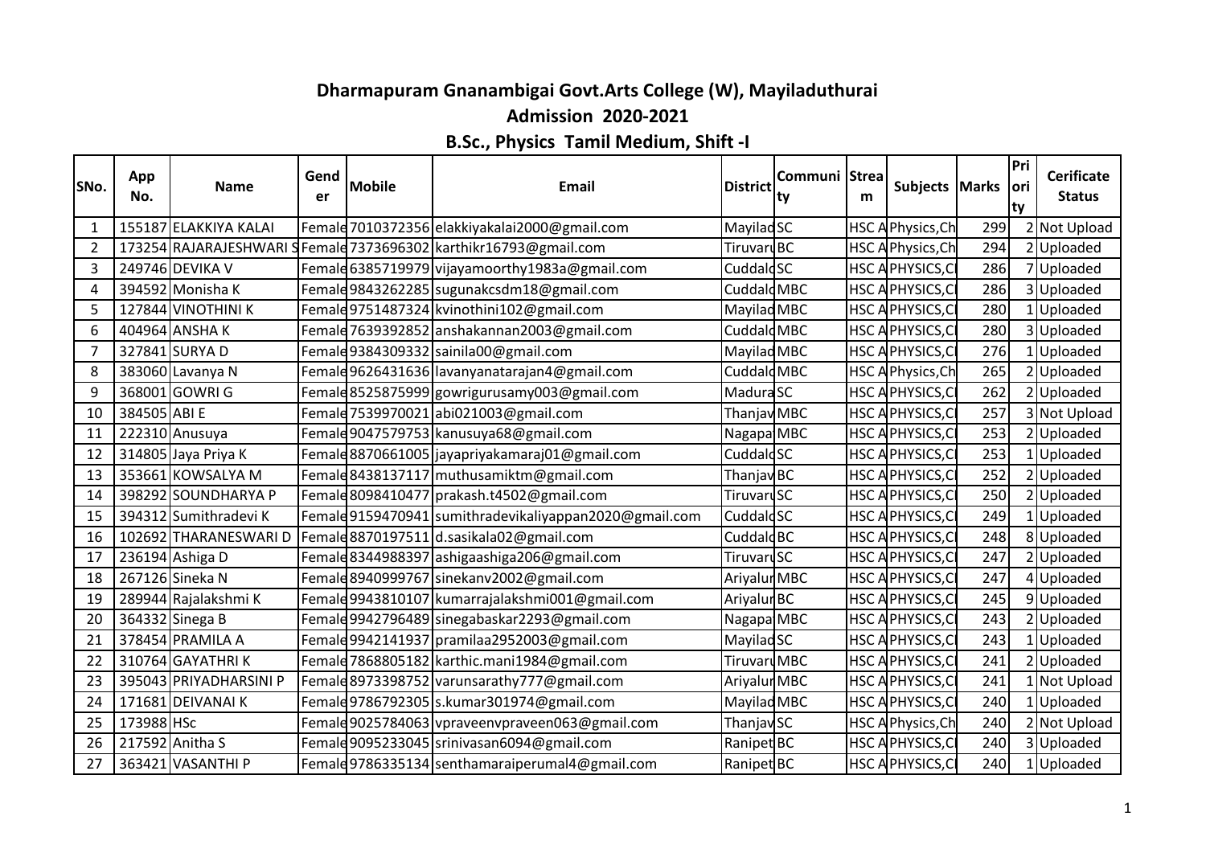# Dharmapuram Gnanambigai Govt.Arts College (W), Mayiladuthurai

## Admission 2020-2021

### B.Sc., Physics Tamil Medium, Shift -I

| SNo. | App No. | Name | Gender | Mobile | Email | District | Community | Stream | Subjects | Marks | Priority | Cerificate Status |
|---|---|---|---|---|---|---|---|---|---|---|---|---|
| 1 | 155187 | ELAKKIYA KALAI | Female | 7010372356 | elakkiyakalai2000@gmail.com | Mayilad | SC | HSC A | Physics,Ch | 299 | 2 | Not Upload |
| 2 | 173254 | RAJARAJESHWARI S | Female | 7373696302 | karthikr16793@gmail.com | Tiruvaru | BC | HSC A | Physics,Ch | 294 | 2 | Uploaded |
| 3 | 249746 | DEVIKA V | Female | 6385719979 | vijayamoorthy1983a@gmail.com | Cuddalo | SC | HSC A | PHYSICS,C | 286 | 7 | Uploaded |
| 4 | 394592 | Monisha K | Female | 9843262285 | sugunakcsdm18@gmail.com | Cuddalo | MBC | HSC A | PHYSICS,C | 286 | 3 | Uploaded |
| 5 | 127844 | VINOTHINI K | Female | 9751487324 | kvinothini102@gmail.com | Mayilad | MBC | HSC A | PHYSICS,C | 280 | 1 | Uploaded |
| 6 | 404964 | ANSHA K | Female | 7639392852 | anshakannan2003@gmail.com | Cuddalo | MBC | HSC A | PHYSICS,C | 280 | 3 | Uploaded |
| 7 | 327841 | SURYA D | Female | 9384309332 | sainila00@gmail.com | Mayilad | MBC | HSC A | PHYSICS,C | 276 | 1 | Uploaded |
| 8 | 383060 | Lavanya N | Female | 9626431636 | lavanyanatarajan4@gmail.com | Cuddalo | MBC | HSC A | Physics,Ch | 265 | 2 | Uploaded |
| 9 | 368001 | GOWRI G | Female | 8525875999 | gowrigurusamy003@gmail.com | Madura | SC | HSC A | PHYSICS,C | 262 | 2 | Uploaded |
| 10 | 384505 | ABI E | Female | 7539970021 | abi021003@gmail.com | Thanjav | MBC | HSC A | PHYSICS,C | 257 | 3 | Not Upload |
| 11 | 222310 | Anusuya | Female | 9047579753 | kanusuya68@gmail.com | Nagapa | MBC | HSC A | PHYSICS,C | 253 | 2 | Uploaded |
| 12 | 314805 | Jaya Priya K | Female | 8870661005 | jayapriyakamaraj01@gmail.com | Cuddalo | SC | HSC A | PHYSICS,C | 253 | 1 | Uploaded |
| 13 | 353661 | KOWSALYA M | Female | 8438137117 | muthusamiktm@gmail.com | Thanjav | BC | HSC A | PHYSICS,C | 252 | 2 | Uploaded |
| 14 | 398292 | SOUNDHARYA P | Female | 8098410477 | prakash.t4502@gmail.com | Tiruvaru | SC | HSC A | PHYSICS,C | 250 | 2 | Uploaded |
| 15 | 394312 | Sumithradevi K | Female | 9159470941 | sumithradevikaliyappan2020@gmail.com | Cuddalo | SC | HSC A | PHYSICS,C | 249 | 1 | Uploaded |
| 16 | 102692 | THARANESWARI D | Female | 8870197511 | d.sasikala02@gmail.com | Cuddalo | BC | HSC A | PHYSICS,C | 248 | 8 | Uploaded |
| 17 | 236194 | Ashiga D | Female | 8344988397 | ashigaashiga206@gmail.com | Tiruvaru | SC | HSC A | PHYSICS,C | 247 | 2 | Uploaded |
| 18 | 267126 | Sineka N | Female | 8940999767 | sinekanv2002@gmail.com | Ariyalur | MBC | HSC A | PHYSICS,C | 247 | 4 | Uploaded |
| 19 | 289944 | Rajalakshmi K | Female | 9943810107 | kumarrajalakshmi001@gmail.com | Ariyalur | BC | HSC A | PHYSICS,C | 245 | 9 | Uploaded |
| 20 | 364332 | Sinega B | Female | 9942796489 | sinegabaskar2293@gmail.com | Nagapa | MBC | HSC A | PHYSICS,C | 243 | 2 | Uploaded |
| 21 | 378454 | PRAMILA A | Female | 9942141937 | pramilaa2952003@gmail.com | Mayilad | SC | HSC A | PHYSICS,C | 243 | 1 | Uploaded |
| 22 | 310764 | GAYATHRI K | Female | 7868805182 | karthic.mani1984@gmail.com | Tiruvaru | MBC | HSC A | PHYSICS,C | 241 | 2 | Uploaded |
| 23 | 395043 | PRIYADHARSINI P | Female | 8973398752 | varunsarathy777@gmail.com | Ariyalur | MBC | HSC A | PHYSICS,C | 241 | 1 | Not Upload |
| 24 | 171681 | DEIVANAI K | Female | 9786792305 | s.kumar301974@gmail.com | Mayilad | MBC | HSC A | PHYSICS,C | 240 | 1 | Uploaded |
| 25 | 173988 | HSc | Female | 9025784063 | vpraveenvpraveen063@gmail.com | Thanjav | SC | HSC A | Physics,Ch | 240 | 2 | Not Upload |
| 26 | 217592 | Anitha S | Female | 9095233045 | srinivasan6094@gmail.com | Ranipet | BC | HSC A | PHYSICS,C | 240 | 3 | Uploaded |
| 27 | 363421 | VASANTHI P | Female | 9786335134 | senthamaraiperumal4@gmail.com | Ranipet | BC | HSC A | PHYSICS,C | 240 | 1 | Uploaded |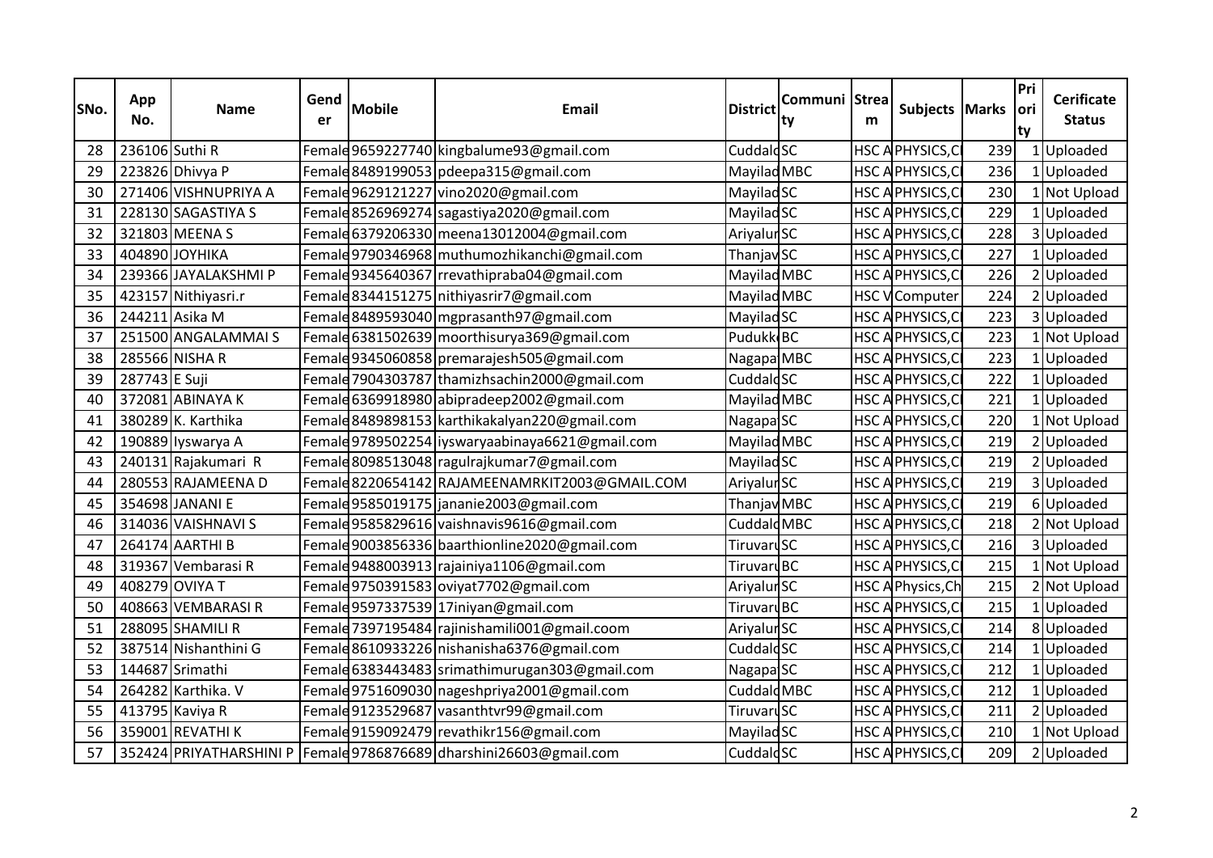| SNo. | App No. | Name | Gender | Mobile | Email | District | Community | Stream | Subjects | Marks | Priority | Cerificate Status |
|---|---|---|---|---|---|---|---|---|---|---|---|---|
| 28 | 236106 | Suthi R | Female | 9659227740 | kingbalume93@gmail.com | Cuddalo | SC | HSC A | PHYSICS,C | 239 | 1 | Uploaded |
| 29 | 223826 | Dhivya P | Female | 8489199053 | pdeepa315@gmail.com | Mayilad | MBC | HSC A | PHYSICS,C | 236 | 1 | Uploaded |
| 30 | 271406 | VISHNUPRIYA A | Female | 9629121227 | vino2020@gmail.com | Mayilad | SC | HSC A | PHYSICS,C | 230 | 1 | Not Upload |
| 31 | 228130 | SAGASTIYA S | Female | 8526969274 | sagastiya2020@gmail.com | Mayilad | SC | HSC A | PHYSICS,C | 229 | 1 | Uploaded |
| 32 | 321803 | MEENA S | Female | 6379206330 | meena13012004@gmail.com | Ariyalur | SC | HSC A | PHYSICS,C | 228 | 3 | Uploaded |
| 33 | 404890 | JOYHIKA | Female | 9790346968 | muthumozhikanchi@gmail.com | Thanjav | SC | HSC A | PHYSICS,C | 227 | 1 | Uploaded |
| 34 | 239366 | JAYALAKSHMI P | Female | 9345640367 | rrevathipraba04@gmail.com | Mayilad | MBC | HSC A | PHYSICS,C | 226 | 2 | Uploaded |
| 35 | 423157 | Nithiyasri.r | Female | 8344151275 | nithiyasrir7@gmail.com | Mayilad | MBC | HSC V | Computer | 224 | 2 | Uploaded |
| 36 | 244211 | Asika M | Female | 8489593040 | mgprasanth97@gmail.com | Mayilad | SC | HSC A | PHYSICS,C | 223 | 3 | Uploaded |
| 37 | 251500 | ANGALAMMAI S | Female | 6381502639 | moorthisurya369@gmail.com | Pudukk | BC | HSC A | PHYSICS,C | 223 | 1 | Not Upload |
| 38 | 285566 | NISHA R | Female | 9345060858 | premarajesh505@gmail.com | Nagapa | MBC | HSC A | PHYSICS,C | 223 | 1 | Uploaded |
| 39 | 287743 | E Suji | Female | 7904303787 | thamizhsachin2000@gmail.com | Cuddalo | SC | HSC A | PHYSICS,C | 222 | 1 | Uploaded |
| 40 | 372081 | ABINAYA K | Female | 6369918980 | abipradeep2002@gmail.com | Mayilad | MBC | HSC A | PHYSICS,C | 221 | 1 | Uploaded |
| 41 | 380289 | K. Karthika | Female | 8489898153 | karthikakalyan220@gmail.com | Nagapa | SC | HSC A | PHYSICS,C | 220 | 1 | Not Upload |
| 42 | 190889 | Iyswarya A | Female | 9789502254 | iyswaryaabinaya6621@gmail.com | Mayilad | MBC | HSC A | PHYSICS,C | 219 | 2 | Uploaded |
| 43 | 240131 | Rajakumari R | Female | 8098513048 | ragulrajkumar7@gmail.com | Mayilad | SC | HSC A | PHYSICS,C | 219 | 2 | Uploaded |
| 44 | 280553 | RAJAMEENA D | Female | 8220654142 | RAJAMEENAMRKIT2003@GMAIL.COM | Ariyalur | SC | HSC A | PHYSICS,C | 219 | 3 | Uploaded |
| 45 | 354698 | JANANI E | Female | 9585019175 | jananie2003@gmail.com | Thanjav | MBC | HSC A | PHYSICS,C | 219 | 6 | Uploaded |
| 46 | 314036 | VAISHNAVI S | Female | 9585829616 | vaishnavis9616@gmail.com | Cuddalo | MBC | HSC A | PHYSICS,C | 218 | 2 | Not Upload |
| 47 | 264174 | AARTHI B | Female | 9003856336 | baarthionline2020@gmail.com | Tiruvaru | SC | HSC A | PHYSICS,C | 216 | 3 | Uploaded |
| 48 | 319367 | Vembarasi R | Female | 9488003913 | rajainiya1106@gmail.com | Tiruvaru | BC | HSC A | PHYSICS,C | 215 | 1 | Not Upload |
| 49 | 408279 | OVIYA T | Female | 9750391583 | oviyat7702@gmail.com | Ariyalur | SC | HSC A | Physics,Ch | 215 | 2 | Not Upload |
| 50 | 408663 | VEMBARASI R | Female | 9597337539 | 17iniyan@gmail.com | Tiruvaru | BC | HSC A | PHYSICS,C | 215 | 1 | Uploaded |
| 51 | 288095 | SHAMILI R | Female | 7397195484 | rajinishamili001@gmail.coom | Ariyalur | SC | HSC A | PHYSICS,C | 214 | 8 | Uploaded |
| 52 | 387514 | Nishanthini G | Female | 8610933226 | nishanisha6376@gmail.com | Cuddalo | SC | HSC A | PHYSICS,C | 214 | 1 | Uploaded |
| 53 | 144687 | Srimathi | Female | 6383443483 | srimathimurugan303@gmail.com | Nagapa | SC | HSC A | PHYSICS,C | 212 | 1 | Uploaded |
| 54 | 264282 | Karthika. V | Female | 9751609030 | nageshpriya2001@gmail.com | Cuddalo | MBC | HSC A | PHYSICS,C | 212 | 1 | Uploaded |
| 55 | 413795 | Kaviya R | Female | 9123529687 | vasanthtvr99@gmail.com | Tiruvaru | SC | HSC A | PHYSICS,C | 211 | 2 | Uploaded |
| 56 | 359001 | REVATHI K | Female | 9159092479 | revathikr156@gmail.com | Mayilad | SC | HSC A | PHYSICS,C | 210 | 1 | Not Upload |
| 57 | 352424 | PRIYATHARSHINI P | Female | 9786876689 | dharshini26603@gmail.com | Cuddalo | SC | HSC A | PHYSICS,C | 209 | 2 | Uploaded |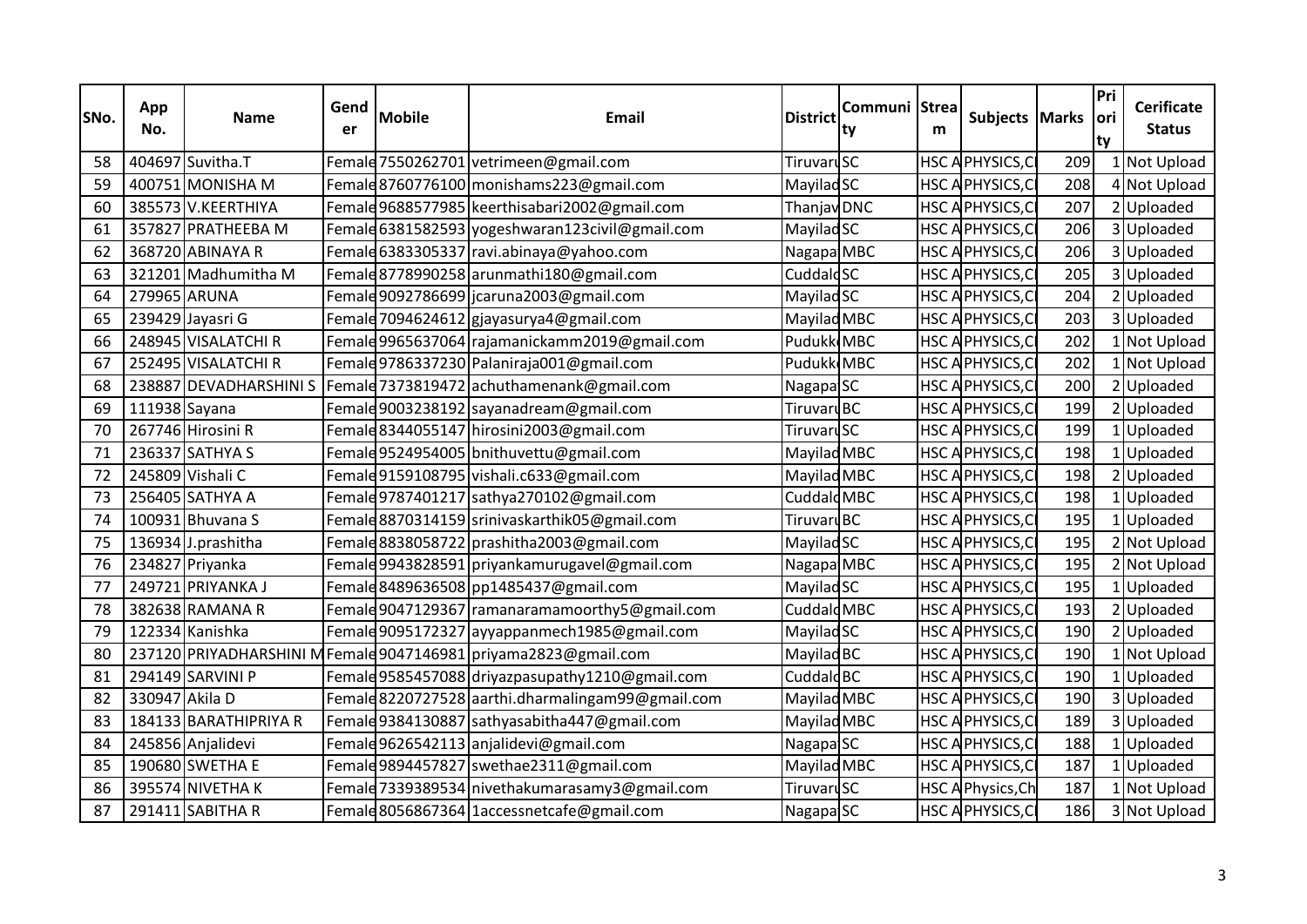| SNo. | App No. | Name | Gender | Mobile | Email | District | Community | Stream | Subjects | Marks | Priority | Cerificate Status |
|---|---|---|---|---|---|---|---|---|---|---|---|---|
| 58 | 404697 | Suvitha.T | Female | 7550262701 | vetrimeen@gmail.com | Tiruvaru | SC | HSC A | PHYSICS,C | 209 | 1 | Not Upload |
| 59 | 400751 | MONISHA M | Female | 8760776100 | monishams223@gmail.com | Mayilad | SC | HSC A | PHYSICS,C | 208 | 4 | Not Upload |
| 60 | 385573 | V.KEERTHIYA | Female | 9688577985 | keerthisabari2002@gmail.com | Thanjav | DNC | HSC A | PHYSICS,C | 207 | 2 | Uploaded |
| 61 | 357827 | PRATHEEBA M | Female | 6381582593 | yogeshwaran123civil@gmail.com | Mayilad | SC | HSC A | PHYSICS,C | 206 | 3 | Uploaded |
| 62 | 368720 | ABINAYA R | Female | 6383305337 | ravi.abinaya@yahoo.com | Nagapa | MBC | HSC A | PHYSICS,C | 206 | 3 | Uploaded |
| 63 | 321201 | Madhumitha M | Female | 8778990258 | arunmathi180@gmail.com | Cuddalo | SC | HSC A | PHYSICS,C | 205 | 3 | Uploaded |
| 64 | 279965 | ARUNA | Female | 9092786699 | jcaruna2003@gmail.com | Mayilad | SC | HSC A | PHYSICS,C | 204 | 2 | Uploaded |
| 65 | 239429 | Jayasri G | Female | 7094624612 | gjayasurya4@gmail.com | Mayilad | MBC | HSC A | PHYSICS,C | 203 | 3 | Uploaded |
| 66 | 248945 | VISALATCHI R | Female | 9965637064 | rajamanickamm2019@gmail.com | Pudukk | MBC | HSC A | PHYSICS,C | 202 | 1 | Not Upload |
| 67 | 252495 | VISALATCHI R | Female | 9786337230 | Palaniraja001@gmail.com | Pudukk | MBC | HSC A | PHYSICS,C | 202 | 1 | Not Upload |
| 68 | 238887 | DEVADHARSHINI S | Female | 7373819472 | achuthamenank@gmail.com | Nagapa | SC | HSC A | PHYSICS,C | 200 | 2 | Uploaded |
| 69 | 111938 | Sayana | Female | 9003238192 | sayanadream@gmail.com | Tiruvaru | BC | HSC A | PHYSICS,C | 199 | 2 | Uploaded |
| 70 | 267746 | Hirosini R | Female | 8344055147 | hirosini2003@gmail.com | Tiruvaru | SC | HSC A | PHYSICS,C | 199 | 1 | Uploaded |
| 71 | 236337 | SATHYA S | Female | 9524954005 | bnithuvettu@gmail.com | Mayilad | MBC | HSC A | PHYSICS,C | 198 | 1 | Uploaded |
| 72 | 245809 | Vishali C | Female | 9159108795 | vishali.c633@gmail.com | Mayilad | MBC | HSC A | PHYSICS,C | 198 | 2 | Uploaded |
| 73 | 256405 | SATHYA A | Female | 9787401217 | sathya270102@gmail.com | Cuddalo | MBC | HSC A | PHYSICS,C | 198 | 1 | Uploaded |
| 74 | 100931 | Bhuvana S | Female | 8870314159 | srinivaskarthik05@gmail.com | Tiruvaru | BC | HSC A | PHYSICS,C | 195 | 1 | Uploaded |
| 75 | 136934 | J.prashitha | Female | 8838058722 | prashitha2003@gmail.com | Mayilad | SC | HSC A | PHYSICS,C | 195 | 2 | Not Upload |
| 76 | 234827 | Priyanka | Female | 9943828591 | priyankamurugavel@gmail.com | Nagapa | MBC | HSC A | PHYSICS,C | 195 | 2 | Not Upload |
| 77 | 249721 | PRIYANKA J | Female | 8489636508 | pp1485437@gmail.com | Mayilad | SC | HSC A | PHYSICS,C | 195 | 1 | Uploaded |
| 78 | 382638 | RAMANA R | Female | 9047129367 | ramanaramamoorthy5@gmail.com | Cuddalo | MBC | HSC A | PHYSICS,C | 193 | 2 | Uploaded |
| 79 | 122334 | Kanishka | Female | 9095172327 | ayyappanmech1985@gmail.com | Mayilad | SC | HSC A | PHYSICS,C | 190 | 2 | Uploaded |
| 80 | 237120 | PRIYADHARSHINI M | Female | 9047146981 | priyama2823@gmail.com | Mayilad | BC | HSC A | PHYSICS,C | 190 | 1 | Not Upload |
| 81 | 294149 | SARVINI P | Female | 9585457088 | driyazpasupathy1210@gmail.com | Cuddalo | BC | HSC A | PHYSICS,C | 190 | 1 | Uploaded |
| 82 | 330947 | Akila D | Female | 8220727528 | aarthi.dharmalingam99@gmail.com | Mayilad | MBC | HSC A | PHYSICS,C | 190 | 3 | Uploaded |
| 83 | 184133 | BARATHIPRIYA R | Female | 9384130887 | sathyasabitha447@gmail.com | Mayilad | MBC | HSC A | PHYSICS,C | 189 | 3 | Uploaded |
| 84 | 245856 | Anjalidevi | Female | 9626542113 | anjalidevi@gmail.com | Nagapa | SC | HSC A | PHYSICS,C | 188 | 1 | Uploaded |
| 85 | 190680 | SWETHA E | Female | 9894457827 | swethae2311@gmail.com | Mayilad | MBC | HSC A | PHYSICS,C | 187 | 1 | Uploaded |
| 86 | 395574 | NIVETHA K | Female | 7339389534 | nivethakumarasamy3@gmail.com | Tiruvaru | SC | HSC A | Physics,Ch | 187 | 1 | Not Upload |
| 87 | 291411 | SABITHA R | Female | 8056867364 | 1accessnetcafe@gmail.com | Nagapa | SC | HSC A | PHYSICS,C | 186 | 3 | Not Upload |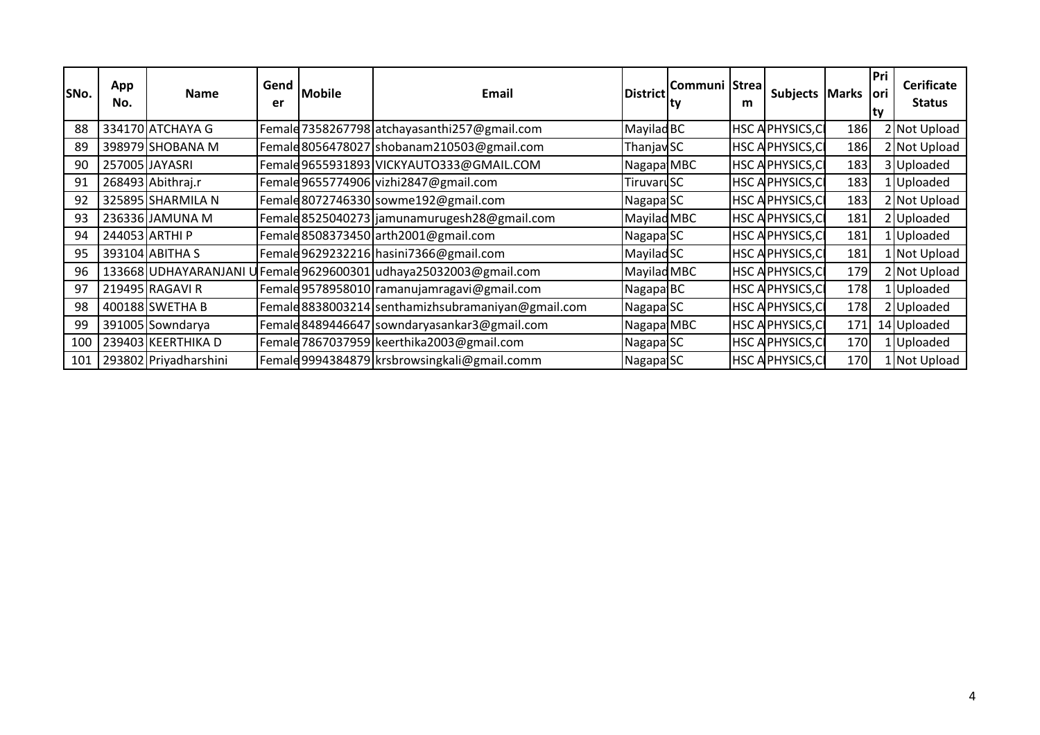| SNo. | App No. | Name | Gender | Mobile | Email | District | Community | Stream | Subjects | Marks | Priority | Cerificate Status |
|---|---|---|---|---|---|---|---|---|---|---|---|---|
| 88 | 334170 | ATCHAYA G | Female | 7358267798 | atchayasanthi257@gmail.com | Mayilad | BC | HSC A | PHYSICS,C | 186 | 2 | Not Upload |
| 89 | 398979 | SHOBANA M | Female | 8056478027 | shobanam210503@gmail.com | Thanjav | SC | HSC A | PHYSICS,C | 186 | 2 | Not Upload |
| 90 | 257005 | JAYASRI | Female | 9655931893 | VICKYAUTO333@GMAIL.COM | Nagapa | MBC | HSC A | PHYSICS,C | 183 | 3 | Uploaded |
| 91 | 268493 | Abithraj.r | Female | 9655774906 | vizhi2847@gmail.com | Tiruvaru | SC | HSC A | PHYSICS,C | 183 | 1 | Uploaded |
| 92 | 325895 | SHARMILA N | Female | 8072746330 | sowme192@gmail.com | Nagapa | SC | HSC A | PHYSICS,C | 183 | 2 | Not Upload |
| 93 | 236336 | JAMUNA M | Female | 8525040273 | jamunamurugesh28@gmail.com | Mayilad | MBC | HSC A | PHYSICS,C | 181 | 2 | Uploaded |
| 94 | 244053 | ARTHI P | Female | 8508373450 | arth2001@gmail.com | Nagapa | SC | HSC A | PHYSICS,C | 181 | 1 | Uploaded |
| 95 | 393104 | ABITHA S | Female | 9629232216 | hasini7366@gmail.com | Mayilad | SC | HSC A | PHYSICS,C | 181 | 1 | Not Upload |
| 96 | 133668 | UDHAYARANJANI U | Female | 9629600301 | udhaya25032003@gmail.com | Mayilad | MBC | HSC A | PHYSICS,C | 179 | 2 | Not Upload |
| 97 | 219495 | RAGAVI R | Female | 9578958010 | ramanujamragavi@gmail.com | Nagapa | BC | HSC A | PHYSICS,C | 178 | 1 | Uploaded |
| 98 | 400188 | SWETHA B | Female | 8838003214 | senthamizhsubramaniyan@gmail.com | Nagapa | SC | HSC A | PHYSICS,C | 178 | 2 | Uploaded |
| 99 | 391005 | Sowndarya | Female | 8489446647 | sowndaryasankar3@gmail.com | Nagapa | MBC | HSC A | PHYSICS,C | 171 | 14 | Uploaded |
| 100 | 239403 | KEERTHIKA D | Female | 7867037959 | keerthika2003@gmail.com | Nagapa | SC | HSC A | PHYSICS,C | 170 | 1 | Uploaded |
| 101 | 293802 | Priyadharshini | Female | 9994384879 | krsbrowsingkali@gmail.comm | Nagapa | SC | HSC A | PHYSICS,C | 170 | 1 | Not Upload |